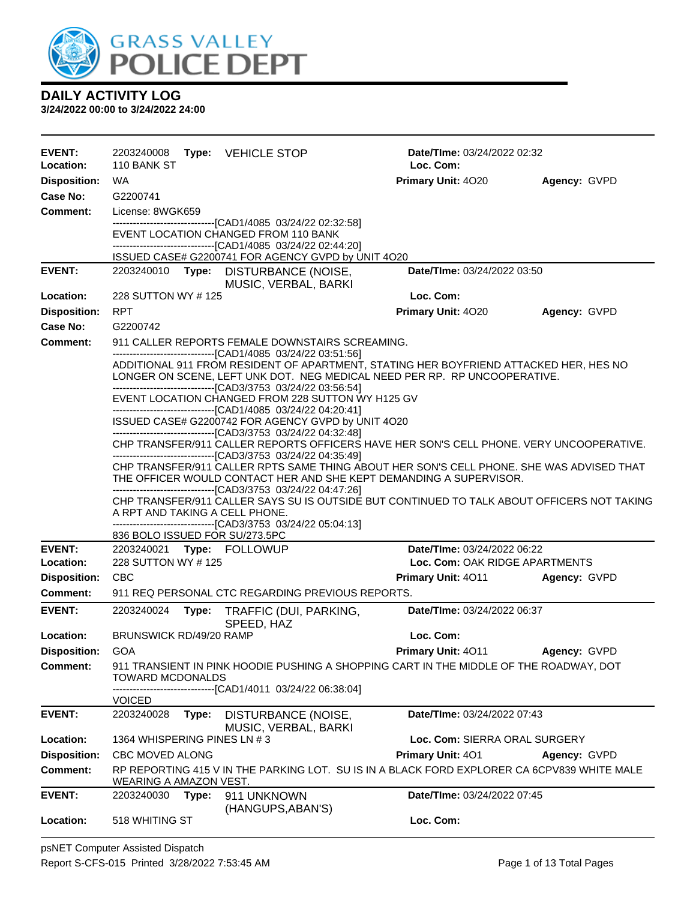# GRASS VALLEY POLICE DEPT

## DAILY ACTIVITY LOG

**3/24/2022 00:00 to 3/24/2022 24:00**

---

**EVENT:** 2203240008 **Type:** VEHICLE STOP **Date/TIme:** 03/24/2022 02:32
**Location:** 110 BANK ST **Loc. Com:**
**Disposition:** WA **Primary Unit:** 4O20 **Agency:** GVPD
**Case No:** G2200741
**Comment:** License: 8WGK659
------------------------------[CAD1/4085 03/24/22 02:32:58]
EVENT LOCATION CHANGED FROM 110 BANK
------------------------------[CAD1/4085 03/24/22 02:44:20]
ISSUED CASE# G2200741 FOR AGENCY GVPD by UNIT 4O20

---

**EVENT:** 2203240010 **Type:** DISTURBANCE (NOISE, MUSIC, VERBAL, BARKI **Date/TIme:** 03/24/2022 03:50
**Location:** 228 SUTTON WY # 125 **Loc. Com:**
**Disposition:** RPT **Primary Unit:** 4O20 **Agency:** GVPD
**Case No:** G2200742
**Comment:** 911 CALLER REPORTS FEMALE DOWNSTAIRS SCREAMING.
------------------------------[CAD1/4085 03/24/22 03:51:56]
ADDITIONAL 911 FROM RESIDENT OF APARTMENT, STATING HER BOYFRIEND ATTACKED HER, HES NO LONGER ON SCENE, LEFT UNK DOT. NEG MEDICAL NEED PER RP. RP UNCOOPERATIVE.
------------------------------[CAD3/3753 03/24/22 03:56:54]
EVENT LOCATION CHANGED FROM 228 SUTTON WY H125 GV
------------------------------[CAD1/4085 03/24/22 04:20:41]
ISSUED CASE# G2200742 FOR AGENCY GVPD by UNIT 4O20
------------------------------[CAD3/3753 03/24/22 04:32:48]
CHP TRANSFER/911 CALLER REPORTS OFFICERS HAVE HER SON'S CELL PHONE. VERY UNCOOPERATIVE.
------------------------------[CAD3/3753 03/24/22 04:35:49]
CHP TRANSFER/911 CALLER RPTS SAME THING ABOUT HER SON'S CELL PHONE. SHE WAS ADVISED THAT THE OFFICER WOULD CONTACT HER AND SHE KEPT DEMANDING A SUPERVISOR.
------------------------------[CAD3/3753 03/24/22 04:47:26]
CHP TRANSFER/911 CALLER SAYS SU IS OUTSIDE BUT CONTINUED TO TALK ABOUT OFFICERS NOT TAKING A RPT AND TAKING A CELL PHONE.
------------------------------[CAD3/3753 03/24/22 05:04:13]
836 BOLO ISSUED FOR SU/273.5PC

---

**EVENT:** 2203240021 **Type:** FOLLOWUP **Date/TIme:** 03/24/2022 06:22
**Location:** 228 SUTTON WY # 125 **Loc. Com:** OAK RIDGE APARTMENTS
**Disposition:** CBC **Primary Unit:** 4O11 **Agency:** GVPD
**Comment:** 911 REQ PERSONAL CTC REGARDING PREVIOUS REPORTS.

---

**EVENT:** 2203240024 **Type:** TRAFFIC (DUI, PARKING, SPEED, HAZ **Date/TIme:** 03/24/2022 06:37
**Location:** BRUNSWICK RD/49/20 RAMP **Loc. Com:**
**Disposition:** GOA **Primary Unit:** 4O11 **Agency:** GVPD
**Comment:** 911 TRANSIENT IN PINK HOODIE PUSHING A SHOPPING CART IN THE MIDDLE OF THE ROADWAY, DOT TOWARD MCDONALDS
------------------------------[CAD1/4011 03/24/22 06:38:04]
VOICED

---

**EVENT:** 2203240028 **Type:** DISTURBANCE (NOISE, MUSIC, VERBAL, BARKI **Date/TIme:** 03/24/2022 07:43
**Location:** 1364 WHISPERING PINES LN # 3 **Loc. Com:** SIERRA ORAL SURGERY
**Disposition:** CBC MOVED ALONG **Primary Unit:** 4O1 **Agency:** GVPD
**Comment:** RP REPORTING 415 V IN THE PARKING LOT. SU IS IN A BLACK FORD EXPLORER CA 6CPV839 WHITE MALE WEARING A AMAZON VEST.

---

**EVENT:** 2203240030 **Type:** 911 UNKNOWN (HANGUPS,ABAN'S) **Date/TIme:** 03/24/2022 07:45
**Location:** 518 WHITING ST **Loc. Com:**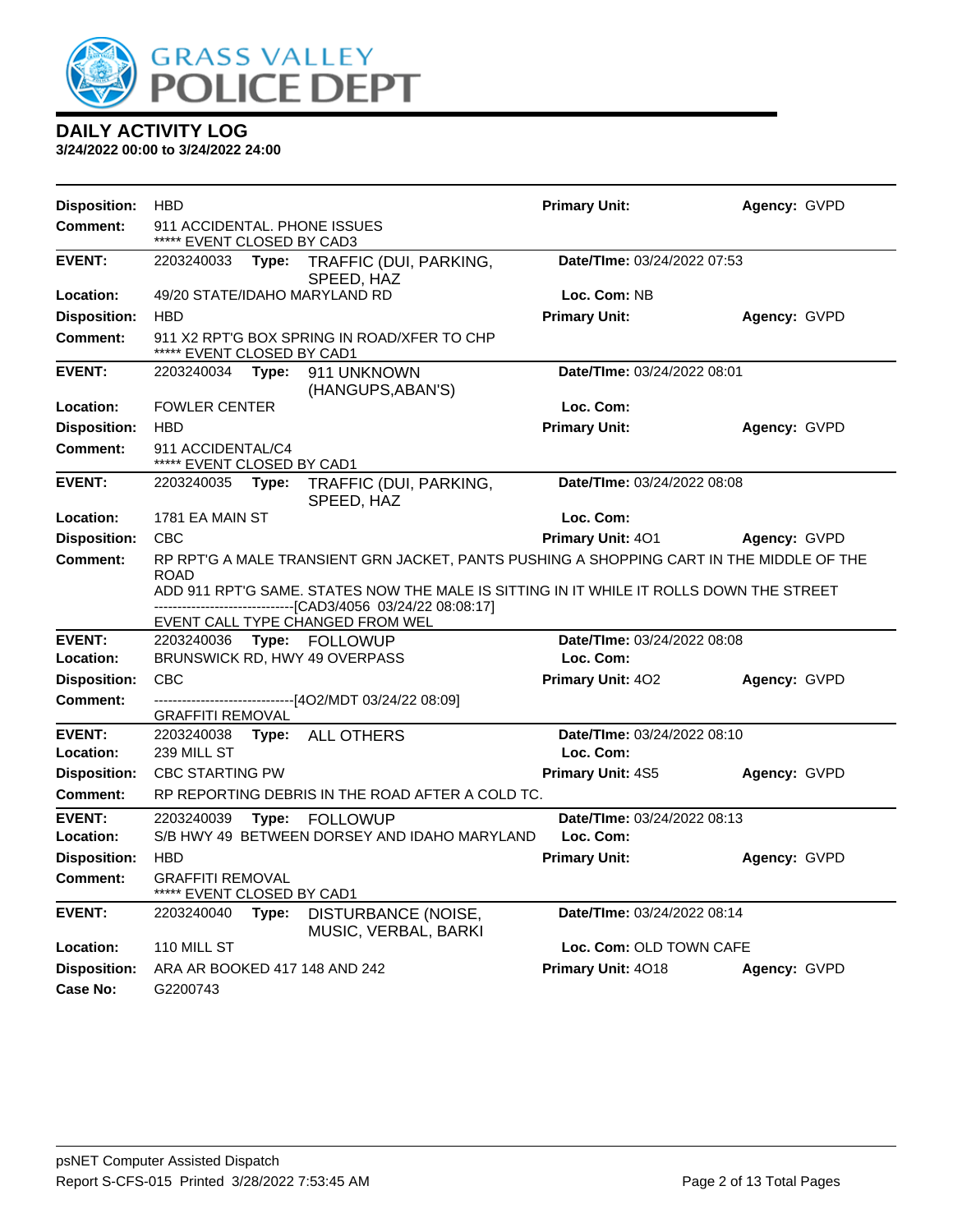# GRASS VALLEY POLICE DEPT

## DAILY ACTIVITY LOG

**3/24/2022 00:00 to 3/24/2022 24:00**

**Disposition:** HBD | **Primary Unit:** | **Agency:** GVPD
**Comment:** 911 ACCIDENTAL. PHONE ISSUES
***** EVENT CLOSED BY CAD3

---

**EVENT:** 2203240033 **Type:** TRAFFIC (DUI, PARKING, SPEED, HAZ | **Date/TIme:** 03/24/2022 07:53
**Location:** 49/20 STATE/IDAHO MARYLAND RD | **Loc. Com:** NB
**Disposition:** HBD | **Primary Unit:** | **Agency:** GVPD
**Comment:** 911 X2 RPT'G BOX SPRING IN ROAD/XFER TO CHP
***** EVENT CLOSED BY CAD1

---

**EVENT:** 2203240034 **Type:** 911 UNKNOWN (HANGUPS,ABAN'S) | **Date/TIme:** 03/24/2022 08:01
**Location:** FOWLER CENTER | **Loc. Com:**
**Disposition:** HBD | **Primary Unit:** | **Agency:** GVPD
**Comment:** 911 ACCIDENTAL/C4
***** EVENT CLOSED BY CAD1

---

**EVENT:** 2203240035 **Type:** TRAFFIC (DUI, PARKING, SPEED, HAZ | **Date/TIme:** 03/24/2022 08:08
**Location:** 1781 EA MAIN ST | **Loc. Com:**
**Disposition:** CBC | **Primary Unit:** 4O1 | **Agency:** GVPD
**Comment:** RP RPT'G A MALE TRANSIENT GRN JACKET, PANTS PUSHING A SHOPPING CART IN THE MIDDLE OF THE ROAD
ADD 911 RPT'G SAME. STATES NOW THE MALE IS SITTING IN IT WHILE IT ROLLS DOWN THE STREET
------------------------------[CAD3/4056 03/24/22 08:08:17]
EVENT CALL TYPE CHANGED FROM WEL

---

**EVENT:** 2203240036 **Type:** FOLLOWUP | **Date/TIme:** 03/24/2022 08:08
**Location:** BRUNSWICK RD, HWY 49 OVERPASS | **Loc. Com:**
**Disposition:** CBC | **Primary Unit:** 4O2 | **Agency:** GVPD
**Comment:** ------------------------------[4O2/MDT 03/24/22 08:09]
GRAFFITI REMOVAL

---

**EVENT:** 2203240038 **Type:** ALL OTHERS | **Date/TIme:** 03/24/2022 08:10
**Location:** 239 MILL ST | **Loc. Com:**
**Disposition:** CBC STARTING PW | **Primary Unit:** 4S5 | **Agency:** GVPD
**Comment:** RP REPORTING DEBRIS IN THE ROAD AFTER A COLD TC.

---

**EVENT:** 2203240039 **Type:** FOLLOWUP | **Date/TIme:** 03/24/2022 08:13
**Location:** S/B HWY 49 BETWEEN DORSEY AND IDAHO MARYLAND | **Loc. Com:**
**Disposition:** HBD | **Primary Unit:** | **Agency:** GVPD
**Comment:** GRAFFITI REMOVAL
***** EVENT CLOSED BY CAD1

---

**EVENT:** 2203240040 **Type:** DISTURBANCE (NOISE, MUSIC, VERBAL, BARKI | **Date/TIme:** 03/24/2022 08:14
**Location:** 110 MILL ST | **Loc. Com:** OLD TOWN CAFE
**Disposition:** ARA AR BOOKED 417 148 AND 242 | **Primary Unit:** 4O18 | **Agency:** GVPD
**Case No:** G2200743

psNET Computer Assisted Dispatch
Report S-CFS-015 Printed 3/28/2022 7:53:45 AM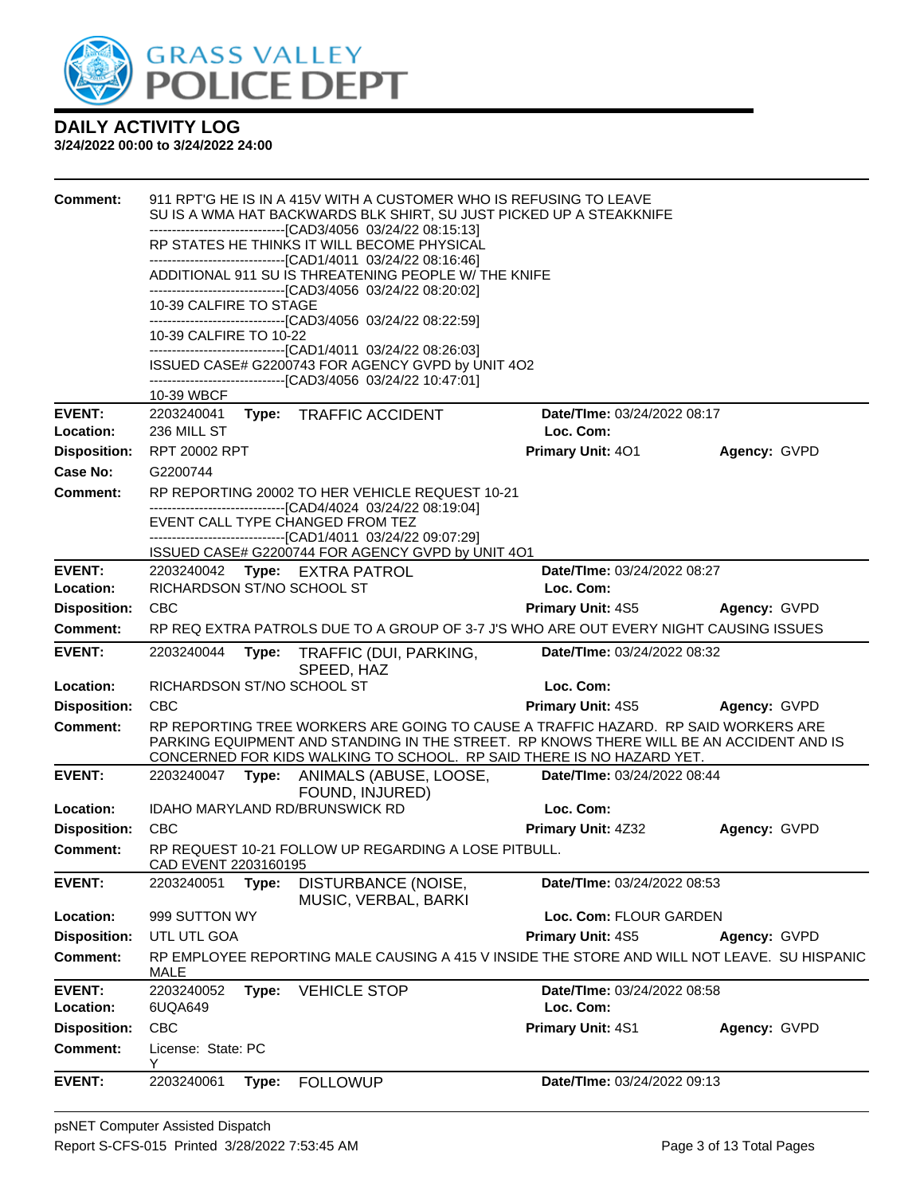# GRASS VALLEY POLICE DEPT

## DAILY ACTIVITY LOG

**3/24/2022 00:00 to 3/24/2022 24:00**

**Comment:** 911 RPT'G HE IS IN A 415V WITH A CUSTOMER WHO IS REFUSING TO LEAVE
SU IS A WMA HAT BACKWARDS BLK SHIRT, SU JUST PICKED UP A STEAKKNIFE
------------------------------[CAD3/4056 03/24/22 08:15:13]
RP STATES HE THINKS IT WILL BECOME PHYSICAL
------------------------------[CAD1/4011 03/24/22 08:16:46]
ADDITIONAL 911 SU IS THREATENING PEOPLE W/ THE KNIFE
------------------------------[CAD3/4056 03/24/22 08:20:02]
10-39 CALFIRE TO STAGE
------------------------------[CAD3/4056 03/24/22 08:22:59]
10-39 CALFIRE TO 10-22
------------------------------[CAD1/4011 03/24/22 08:26:03]
ISSUED CASE# G2200743 FOR AGENCY GVPD by UNIT 4O2
------------------------------[CAD3/4056 03/24/22 10:47:01]
10-39 WBCF

---

**EVENT:** 2203240041 **Type:** TRAFFIC ACCIDENT **Date/TIme:** 03/24/2022 08:17
**Location:** 236 MILL ST **Loc. Com:**
**Disposition:** RPT 20002 RPT **Primary Unit:** 4O1 **Agency:** GVPD
**Case No:** G2200744
**Comment:** RP REPORTING 20002 TO HER VEHICLE REQUEST 10-21
------------------------------[CAD4/4024 03/24/22 08:19:04]
EVENT CALL TYPE CHANGED FROM TEZ
------------------------------[CAD1/4011 03/24/22 09:07:29]
ISSUED CASE# G2200744 FOR AGENCY GVPD by UNIT 4O1

---

**EVENT:** 2203240042 **Type:** EXTRA PATROL **Date/TIme:** 03/24/2022 08:27
**Location:** RICHARDSON ST/NO SCHOOL ST **Loc. Com:**
**Disposition:** CBC **Primary Unit:** 4S5 **Agency:** GVPD
**Comment:** RP REQ EXTRA PATROLS DUE TO A GROUP OF 3-7 J'S WHO ARE OUT EVERY NIGHT CAUSING ISSUES

---

**EVENT:** 2203240044 **Type:** TRAFFIC (DUI, PARKING, SPEED, HAZ **Date/TIme:** 03/24/2022 08:32
**Location:** RICHARDSON ST/NO SCHOOL ST **Loc. Com:**
**Disposition:** CBC **Primary Unit:** 4S5 **Agency:** GVPD
**Comment:** RP REPORTING TREE WORKERS ARE GOING TO CAUSE A TRAFFIC HAZARD. RP SAID WORKERS ARE PARKING EQUIPMENT AND STANDING IN THE STREET. RP KNOWS THERE WILL BE AN ACCIDENT AND IS CONCERNED FOR KIDS WALKING TO SCHOOL. RP SAID THERE IS NO HAZARD YET.

---

**EVENT:** 2203240047 **Type:** ANIMALS (ABUSE, LOOSE, FOUND, INJURED) **Date/TIme:** 03/24/2022 08:44
**Location:** IDAHO MARYLAND RD/BRUNSWICK RD **Loc. Com:**
**Disposition:** CBC **Primary Unit:** 4Z32 **Agency:** GVPD
**Comment:** RP REQUEST 10-21 FOLLOW UP REGARDING A LOSE PITBULL.
CAD EVENT 2203160195

---

**EVENT:** 2203240051 **Type:** DISTURBANCE (NOISE, MUSIC, VERBAL, BARKI **Date/TIme:** 03/24/2022 08:53
**Location:** 999 SUTTON WY **Loc. Com:** FLOUR GARDEN
**Disposition:** UTL UTL GOA **Primary Unit:** 4S5 **Agency:** GVPD
**Comment:** RP EMPLOYEE REPORTING MALE CAUSING A 415 V INSIDE THE STORE AND WILL NOT LEAVE. SU HISPANIC MALE

---

**EVENT:** 2203240052 **Type:** VEHICLE STOP **Date/TIme:** 03/24/2022 08:58
**Location:** 6UQA649 **Loc. Com:**
**Disposition:** CBC **Primary Unit:** 4S1 **Agency:** GVPD
**Comment:** License: State: PC
Y

---

**EVENT:** 2203240061 **Type:** FOLLOWUP **Date/TIme:** 03/24/2022 09:13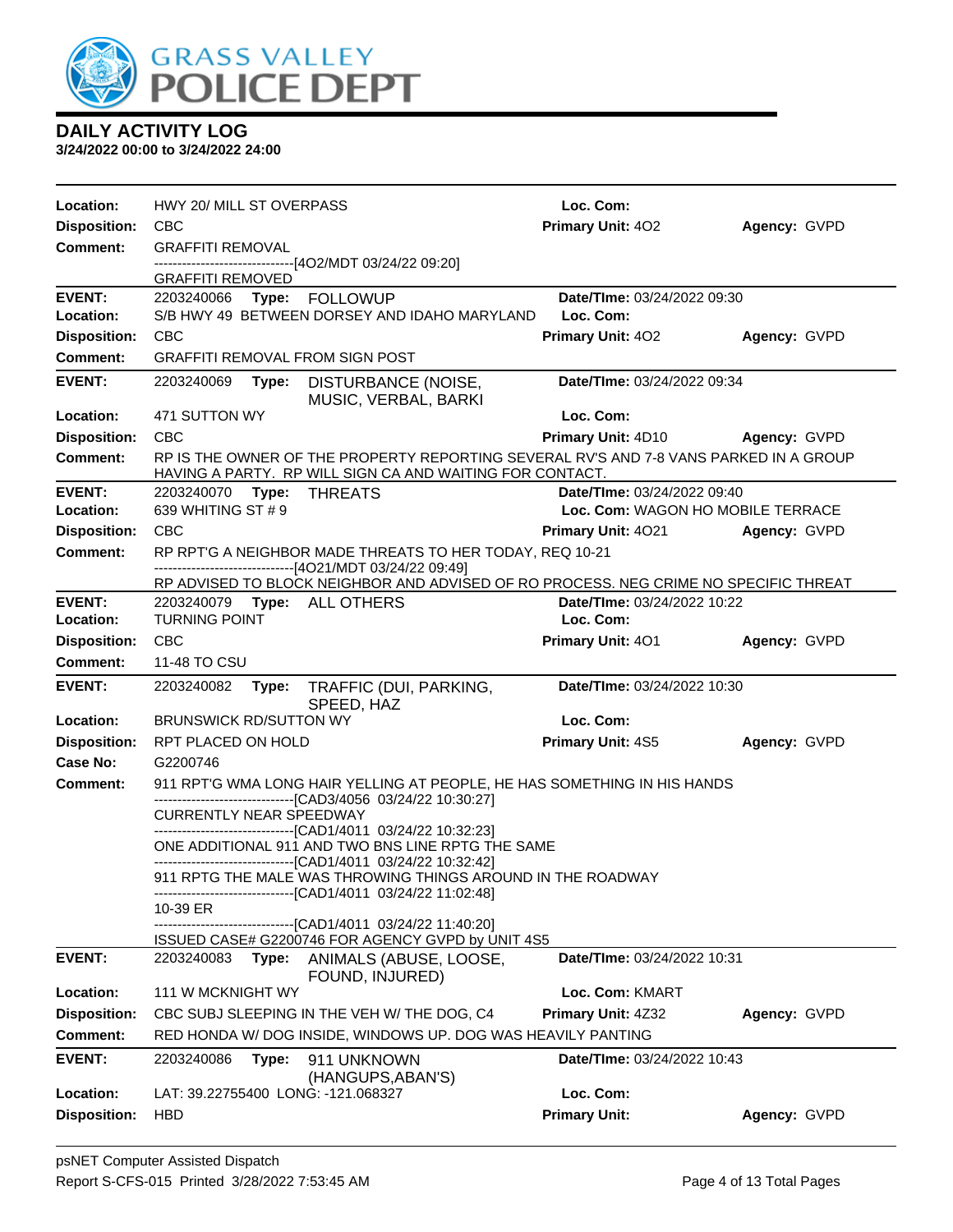# GRASS VALLEY POLICE DEPT

## DAILY ACTIVITY LOG

**3/24/2022 00:00 to 3/24/2022 24:00**

**Location:** HWY 20/ MILL ST OVERPASS — **Loc. Com:**
**Disposition:** CBC — **Primary Unit:** 4O2 — **Agency:** GVPD
**Comment:** GRAFFITI REMOVAL
------------------------------[4O2/MDT 03/24/22 09:20]
GRAFFITI REMOVED

---

**EVENT:** 2203240066 **Type:** FOLLOWUP — **Date/TIme:** 03/24/2022 09:30
**Location:** S/B HWY 49 BETWEEN DORSEY AND IDAHO MARYLAND — **Loc. Com:**
**Disposition:** CBC — **Primary Unit:** 4O2 — **Agency:** GVPD
**Comment:** GRAFFITI REMOVAL FROM SIGN POST

---

**EVENT:** 2203240069 **Type:** DISTURBANCE (NOISE, MUSIC, VERBAL, BARKI — **Date/TIme:** 03/24/2022 09:34
**Location:** 471 SUTTON WY — **Loc. Com:**
**Disposition:** CBC — **Primary Unit:** 4D10 — **Agency:** GVPD
**Comment:** RP IS THE OWNER OF THE PROPERTY REPORTING SEVERAL RV'S AND 7-8 VANS PARKED IN A GROUP HAVING A PARTY. RP WILL SIGN CA AND WAITING FOR CONTACT.

---

**EVENT:** 2203240070 **Type:** THREATS — **Date/TIme:** 03/24/2022 09:40
**Location:** 639 WHITING ST # 9 — **Loc. Com:** WAGON HO MOBILE TERRACE
**Disposition:** CBC — **Primary Unit:** 4O21 — **Agency:** GVPD
**Comment:** RP RPT'G A NEIGHBOR MADE THREATS TO HER TODAY, REQ 10-21
------------------------------[4O21/MDT 03/24/22 09:49]
RP ADVISED TO BLOCK NEIGHBOR AND ADVISED OF RO PROCESS. NEG CRIME NO SPECIFIC THREAT

---

**EVENT:** 2203240079 **Type:** ALL OTHERS — **Date/TIme:** 03/24/2022 10:22
**Location:** TURNING POINT — **Loc. Com:**
**Disposition:** CBC — **Primary Unit:** 4O1 — **Agency:** GVPD
**Comment:** 11-48 TO CSU

---

**EVENT:** 2203240082 **Type:** TRAFFIC (DUI, PARKING, SPEED, HAZ — **Date/TIme:** 03/24/2022 10:30
**Location:** BRUNSWICK RD/SUTTON WY — **Loc. Com:**
**Disposition:** RPT PLACED ON HOLD — **Primary Unit:** 4S5 — **Agency:** GVPD
**Case No:** G2200746
**Comment:** 911 RPT'G WMA LONG HAIR YELLING AT PEOPLE, HE HAS SOMETHING IN HIS HANDS
------------------------------[CAD3/4056 03/24/22 10:30:27]
CURRENTLY NEAR SPEEDWAY
------------------------------[CAD1/4011 03/24/22 10:32:23]
ONE ADDITIONAL 911 AND TWO BNS LINE RPTG THE SAME
------------------------------[CAD1/4011 03/24/22 10:32:42]
911 RPTG THE MALE WAS THROWING THINGS AROUND IN THE ROADWAY
------------------------------[CAD1/4011 03/24/22 11:02:48]
10-39 ER
------------------------------[CAD1/4011 03/24/22 11:40:20]
ISSUED CASE# G2200746 FOR AGENCY GVPD by UNIT 4S5

---

**EVENT:** 2203240083 **Type:** ANIMALS (ABUSE, LOOSE, FOUND, INJURED) — **Date/TIme:** 03/24/2022 10:31
**Location:** 111 W MCKNIGHT WY — **Loc. Com:** KMART
**Disposition:** CBC SUBJ SLEEPING IN THE VEH W/ THE DOG, C4 — **Primary Unit:** 4Z32 — **Agency:** GVPD
**Comment:** RED HONDA W/ DOG INSIDE, WINDOWS UP. DOG WAS HEAVILY PANTING

---

**EVENT:** 2203240086 **Type:** 911 UNKNOWN (HANGUPS,ABAN'S) — **Date/TIme:** 03/24/2022 10:43
**Location:** LAT: 39.22755400 LONG: -121.068327 — **Loc. Com:**
**Disposition:** HBD — **Primary Unit:** — **Agency:** GVPD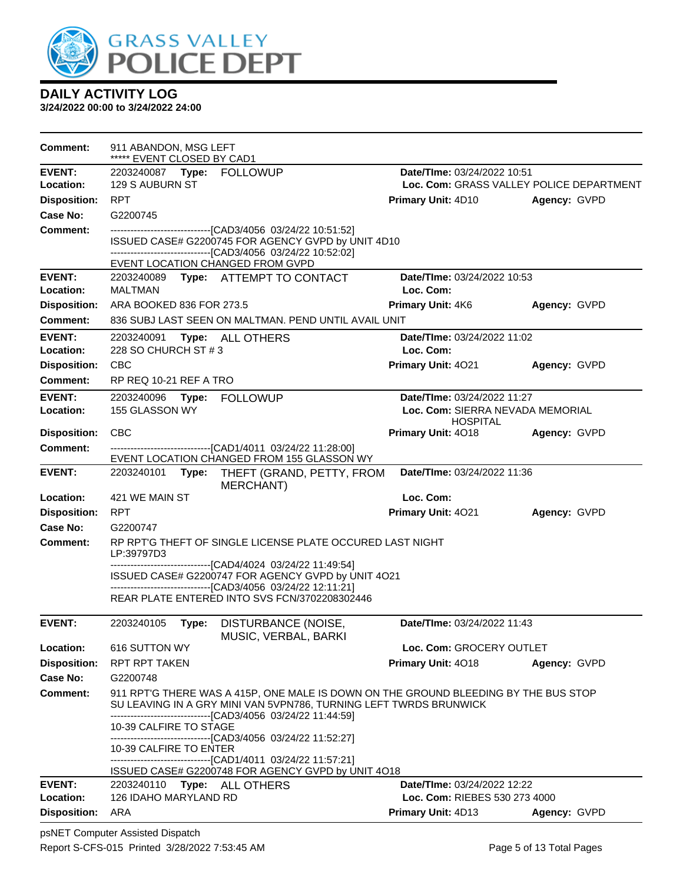# DAILY ACTIVITY LOG

**3/24/2022 00:00 to 3/24/2022 24:00**

**Comment:** 911 ABANDON, MSG LEFT
***** EVENT CLOSED BY CAD1

---

**EVENT:** 2203240087 **Type:** FOLLOWUP **Date/TIme:** 03/24/2022 10:51
**Location:** 129 S AUBURN ST **Loc. Com:** GRASS VALLEY POLICE DEPARTMENT
**Disposition:** RPT **Primary Unit:** 4D10 **Agency:** GVPD
**Case No:** G2200745
**Comment:** ------------------------------[CAD3/4056 03/24/22 10:51:52]
ISSUED CASE# G2200745 FOR AGENCY GVPD by UNIT 4D10
------------------------------[CAD3/4056 03/24/22 10:52:02]
EVENT LOCATION CHANGED FROM GVPD

---

**EVENT:** 2203240089 **Type:** ATTEMPT TO CONTACT **Date/TIme:** 03/24/2022 10:53
**Location:** MALTMAN **Loc. Com:**
**Disposition:** ARA BOOKED 836 FOR 273.5 **Primary Unit:** 4K6 **Agency:** GVPD
**Comment:** 836 SUBJ LAST SEEN ON MALTMAN. PEND UNTIL AVAIL UNIT

---

**EVENT:** 2203240091 **Type:** ALL OTHERS **Date/TIme:** 03/24/2022 11:02
**Location:** 228 SO CHURCH ST # 3 **Loc. Com:**
**Disposition:** CBC **Primary Unit:** 4O21 **Agency:** GVPD
**Comment:** RP REQ 10-21 REF A TRO

---

**EVENT:** 2203240096 **Type:** FOLLOWUP **Date/TIme:** 03/24/2022 11:27
**Location:** 155 GLASSON WY **Loc. Com:** SIERRA NEVADA MEMORIAL HOSPITAL
**Disposition:** CBC **Primary Unit:** 4O18 **Agency:** GVPD
**Comment:** ------------------------------[CAD1/4011 03/24/22 11:28:00]
EVENT LOCATION CHANGED FROM 155 GLASSON WY

---

**EVENT:** 2203240101 **Type:** THEFT (GRAND, PETTY, FROM MERCHANT) **Date/TIme:** 03/24/2022 11:36
**Location:** 421 WE MAIN ST **Loc. Com:**
**Disposition:** RPT **Primary Unit:** 4O21 **Agency:** GVPD
**Case No:** G2200747
**Comment:** RP RPT'G THEFT OF SINGLE LICENSE PLATE OCCURED LAST NIGHT
LP:39797D3
------------------------------[CAD4/4024 03/24/22 11:49:54]
ISSUED CASE# G2200747 FOR AGENCY GVPD by UNIT 4O21
------------------------------[CAD3/4056 03/24/22 12:11:21]
REAR PLATE ENTERED INTO SVS FCN/3702208302446

---

**EVENT:** 2203240105 **Type:** DISTURBANCE (NOISE, MUSIC, VERBAL, BARKI **Date/TIme:** 03/24/2022 11:43
**Location:** 616 SUTTON WY **Loc. Com:** GROCERY OUTLET
**Disposition:** RPT RPT TAKEN **Primary Unit:** 4O18 **Agency:** GVPD
**Case No:** G2200748
**Comment:** 911 RPT'G THERE WAS A 415P, ONE MALE IS DOWN ON THE GROUND BLEEDING BY THE BUS STOP
SU LEAVING IN A GRY MINI VAN 5VPN786, TURNING LEFT TWRDS BRUNWICK
------------------------------[CAD3/4056 03/24/22 11:44:59]
10-39 CALFIRE TO STAGE
------------------------------[CAD3/4056 03/24/22 11:52:27]
10-39 CALFIRE TO ENTER
------------------------------[CAD1/4011 03/24/22 11:57:21]
ISSUED CASE# G2200748 FOR AGENCY GVPD by UNIT 4O18

---

**EVENT:** 2203240110 **Type:** ALL OTHERS **Date/TIme:** 03/24/2022 12:22
**Location:** 126 IDAHO MARYLAND RD **Loc. Com:** RIEBES 530 273 4000
**Disposition:** ARA **Primary Unit:** 4D13 **Agency:** GVPD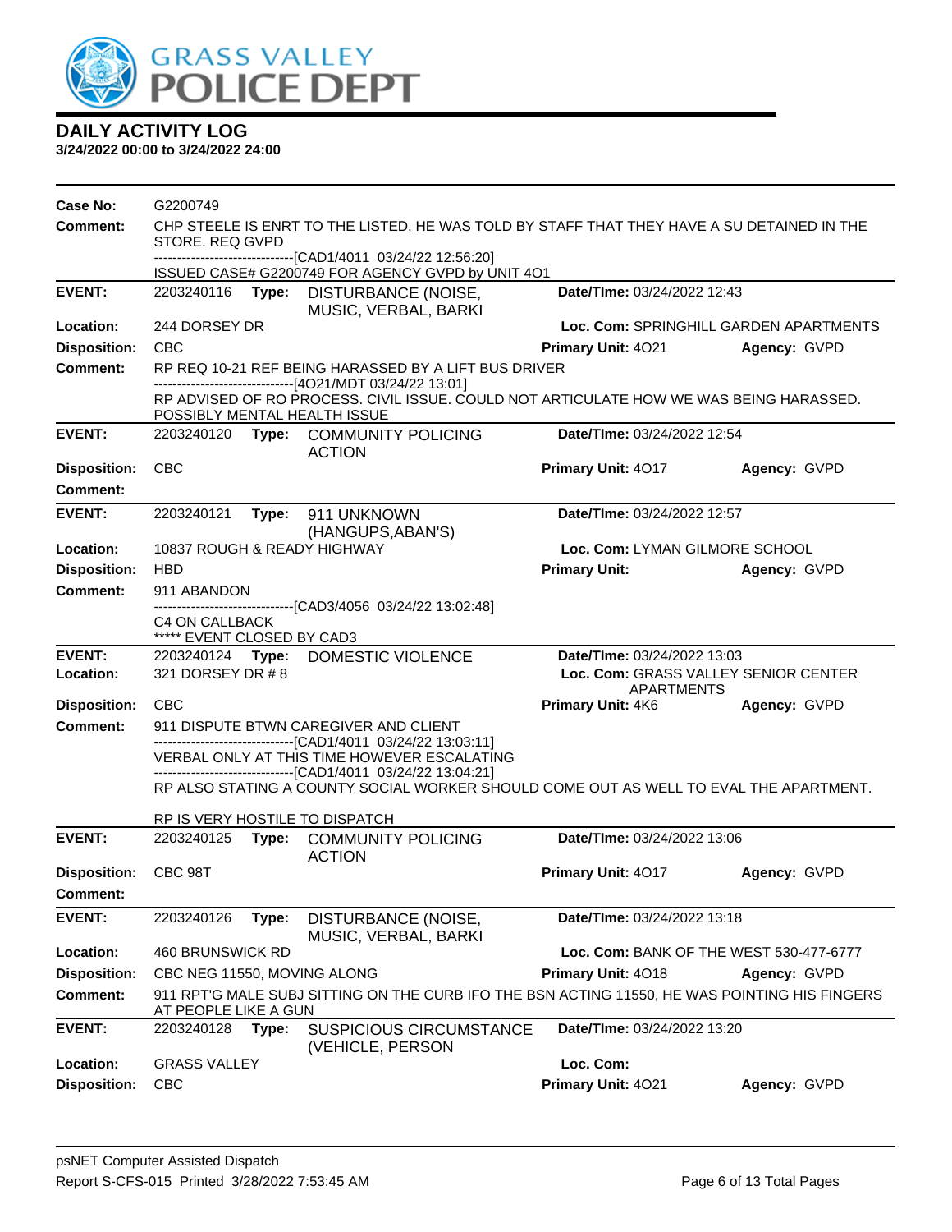# DAILY ACTIVITY LOG

**3/24/2022 00:00 to 3/24/2022 24:00**

**Case No:** G2200749

**Comment:** CHP STEELE IS ENRT TO THE LISTED, HE WAS TOLD BY STAFF THAT THEY HAVE A SU DETAINED IN THE STORE. REQ GVPD
-------------------------------[CAD1/4011 03/24/22 12:56:20]
ISSUED CASE# G2200749 FOR AGENCY GVPD by UNIT 4O1

---

**EVENT:** 2203240116 **Type:** DISTURBANCE (NOISE, MUSIC, VERBAL, BARKI **Date/TIme:** 03/24/2022 12:43

**Location:** 244 DORSEY DR **Loc. Com:** SPRINGHILL GARDEN APARTMENTS

**Disposition:** CBC **Primary Unit:** 4O21 **Agency:** GVPD

**Comment:** RP REQ 10-21 REF BEING HARASSED BY A LIFT BUS DRIVER
-------------------------------[4O21/MDT 03/24/22 13:01]
RP ADVISED OF RO PROCESS. CIVIL ISSUE. COULD NOT ARTICULATE HOW WE WAS BEING HARASSED. POSSIBLY MENTAL HEALTH ISSUE

---

**EVENT:** 2203240120 **Type:** COMMUNITY POLICING ACTION **Date/TIme:** 03/24/2022 12:54

**Disposition:** CBC **Primary Unit:** 4O17 **Agency:** GVPD

**Comment:**

---

**EVENT:** 2203240121 **Type:** 911 UNKNOWN (HANGUPS,ABAN'S) **Date/TIme:** 03/24/2022 12:57

**Location:** 10837 ROUGH & READY HIGHWAY **Loc. Com:** LYMAN GILMORE SCHOOL

**Disposition:** HBD **Primary Unit:** **Agency:** GVPD

**Comment:** 911 ABANDON
-------------------------------[CAD3/4056 03/24/22 13:02:48]
C4 ON CALLBACK
***** EVENT CLOSED BY CAD3

---

**EVENT:** 2203240124 **Type:** DOMESTIC VIOLENCE **Date/TIme:** 03/24/2022 13:03

**Location:** 321 DORSEY DR # 8 **Loc. Com:** GRASS VALLEY SENIOR CENTER APARTMENTS

**Disposition:** CBC **Primary Unit:** 4K6 **Agency:** GVPD

**Comment:** 911 DISPUTE BTWN CAREGIVER AND CLIENT
-------------------------------[CAD1/4011 03/24/22 13:03:11]
VERBAL ONLY AT THIS TIME HOWEVER ESCALATING
-------------------------------[CAD1/4011 03/24/22 13:04:21]
RP ALSO STATING A COUNTY SOCIAL WORKER SHOULD COME OUT AS WELL TO EVAL THE APARTMENT.

RP IS VERY HOSTILE TO DISPATCH

---

**EVENT:** 2203240125 **Type:** COMMUNITY POLICING ACTION **Date/TIme:** 03/24/2022 13:06

**Disposition:** CBC 98T **Primary Unit:** 4O17 **Agency:** GVPD

**Comment:**

---

**EVENT:** 2203240126 **Type:** DISTURBANCE (NOISE, MUSIC, VERBAL, BARKI **Date/TIme:** 03/24/2022 13:18

**Location:** 460 BRUNSWICK RD **Loc. Com:** BANK OF THE WEST 530-477-6777

**Disposition:** CBC NEG 11550, MOVING ALONG **Primary Unit:** 4O18 **Agency:** GVPD

**Comment:** 911 RPT'G MALE SUBJ SITTING ON THE CURB IFO THE BSN ACTING 11550, HE WAS POINTING HIS FINGERS AT PEOPLE LIKE A GUN

---

**EVENT:** 2203240128 **Type:** SUSPICIOUS CIRCUMSTANCE (VEHICLE, PERSON **Date/TIme:** 03/24/2022 13:20

**Location:** GRASS VALLEY **Loc. Com:**

**Disposition:** CBC **Primary Unit:** 4O21 **Agency:** GVPD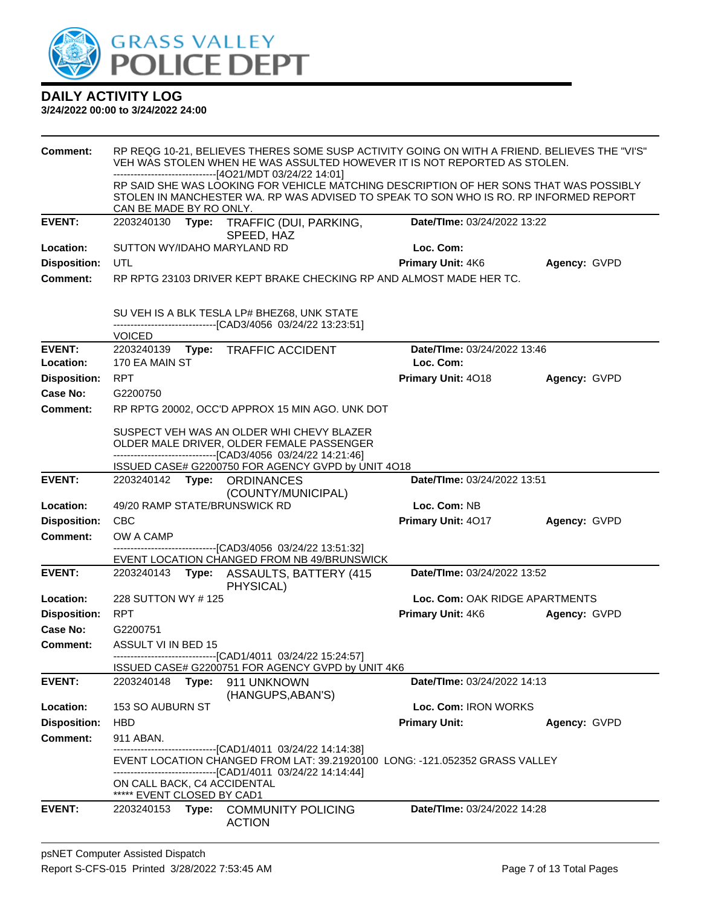# DAILY ACTIVITY LOG

**3/24/2022 00:00 to 3/24/2022 24:00**

**Comment:** RP REQG 10-21, BELIEVES THERES SOME SUSP ACTIVITY GOING ON WITH A FRIEND. BELIEVES THE "VI'S" VEH WAS STOLEN WHEN HE WAS ASSULTED HOWEVER IT IS NOT REPORTED AS STOLEN.
------------------------------[4O21/MDT 03/24/22 14:01]
RP SAID SHE WAS LOOKING FOR VEHICLE MATCHING DESCRIPTION OF HER SONS THAT WAS POSSIBLY STOLEN IN MANCHESTER WA. RP WAS ADVISED TO SPEAK TO SON WHO IS RO. RP INFORMED REPORT CAN BE MADE BY RO ONLY.

---

**EVENT:** 2203240130 **Type:** TRAFFIC (DUI, PARKING, SPEED, HAZ **Date/TIme:** 03/24/2022 13:22
**Location:** SUTTON WY/IDAHO MARYLAND RD **Loc. Com:**
**Disposition:** UTL **Primary Unit:** 4K6 **Agency:** GVPD
**Comment:** RP RPTG 23103 DRIVER KEPT BRAKE CHECKING RP AND ALMOST MADE HER TC.

SU VEH IS A BLK TESLA LP# BHEZ68, UNK STATE
------------------------------[CAD3/4056 03/24/22 13:23:51]
VOICED

---

**EVENT:** 2203240139 **Type:** TRAFFIC ACCIDENT **Date/TIme:** 03/24/2022 13:46
**Location:** 170 EA MAIN ST **Loc. Com:**
**Disposition:** RPT **Primary Unit:** 4O18 **Agency:** GVPD
**Case No:** G2200750
**Comment:** RP RPTG 20002, OCC'D APPROX 15 MIN AGO. UNK DOT

SUSPECT VEH WAS AN OLDER WHI CHEVY BLAZER
OLDER MALE DRIVER, OLDER FEMALE PASSENGER
------------------------------[CAD3/4056 03/24/22 14:21:46]
ISSUED CASE# G2200750 FOR AGENCY GVPD by UNIT 4O18

---

**EVENT:** 2203240142 **Type:** ORDINANCES (COUNTY/MUNICIPAL) **Date/TIme:** 03/24/2022 13:51
**Location:** 49/20 RAMP STATE/BRUNSWICK RD **Loc. Com:** NB
**Disposition:** CBC **Primary Unit:** 4O17 **Agency:** GVPD
**Comment:** OW A CAMP
------------------------------[CAD3/4056 03/24/22 13:51:32]
EVENT LOCATION CHANGED FROM NB 49/BRUNSWICK

---

**EVENT:** 2203240143 **Type:** ASSAULTS, BATTERY (415 PHYSICAL) **Date/TIme:** 03/24/2022 13:52
**Location:** 228 SUTTON WY # 125 **Loc. Com:** OAK RIDGE APARTMENTS
**Disposition:** RPT **Primary Unit:** 4K6 **Agency:** GVPD
**Case No:** G2200751
**Comment:** ASSULT VI IN BED 15
------------------------------[CAD1/4011 03/24/22 15:24:57]
ISSUED CASE# G2200751 FOR AGENCY GVPD by UNIT 4K6

---

**EVENT:** 2203240148 **Type:** 911 UNKNOWN (HANGUPS,ABAN'S) **Date/TIme:** 03/24/2022 14:13
**Location:** 153 SO AUBURN ST **Loc. Com:** IRON WORKS
**Disposition:** HBD **Primary Unit:** **Agency:** GVPD
**Comment:** 911 ABAN.
------------------------------[CAD1/4011 03/24/22 14:14:38]
EVENT LOCATION CHANGED FROM LAT: 39.21920100 LONG: -121.052352 GRASS VALLEY
------------------------------[CAD1/4011 03/24/22 14:14:44]
ON CALL BACK, C4 ACCIDENTAL
***** EVENT CLOSED BY CAD1

---

**EVENT:** 2203240153 **Type:** COMMUNITY POLICING ACTION **Date/TIme:** 03/24/2022 14:28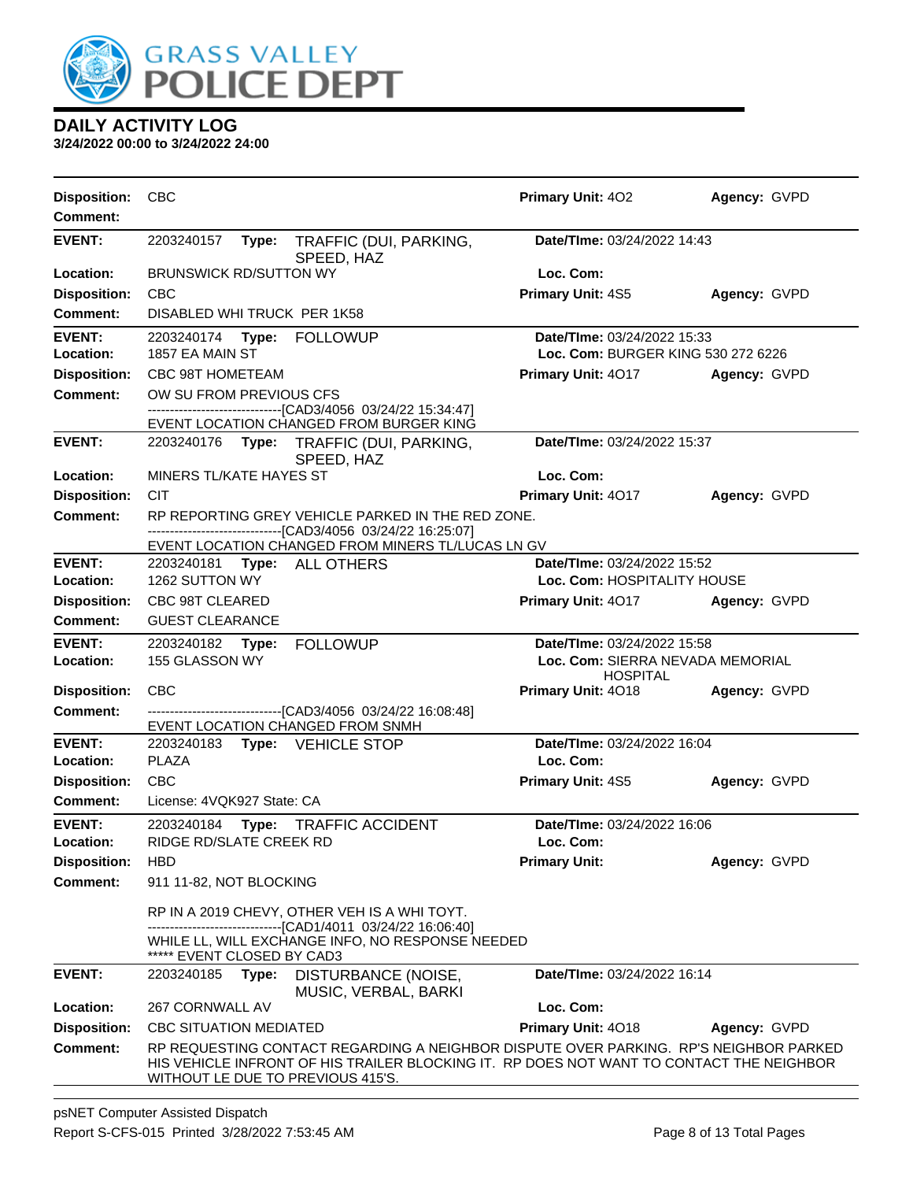# GRASS VALLEY POLICE DEPT

## DAILY ACTIVITY LOG

**3/24/2022 00:00 to 3/24/2022 24:00**

| | | | |
|---|---|---|---|
| **Disposition:** CBC | | **Primary Unit:** 4O2 | **Agency:** GVPD |
| **Comment:** | | | |

| | | | |
|---|---|---|---|
| **EVENT:** 2203240157 **Type:** TRAFFIC (DUI, PARKING, SPEED, HAZ | | **Date/TIme:** 03/24/2022 14:43 | |
| **Location:** BRUNSWICK RD/SUTTON WY | | **Loc. Com:** | |
| **Disposition:** CBC | | **Primary Unit:** 4S5 | **Agency:** GVPD |
| **Comment:** DISABLED WHI TRUCK PER 1K58 | | | |

| | | | |
|---|---|---|---|
| **EVENT:** 2203240174 **Type:** FOLLOWUP | | **Date/TIme:** 03/24/2022 15:33 | |
| **Location:** 1857 EA MAIN ST | | **Loc. Com:** BURGER KING 530 272 6226 | |
| **Disposition:** CBC 98T HOMETEAM | | **Primary Unit:** 4O17 | **Agency:** GVPD |
| **Comment:** OW SU FROM PREVIOUS CFS<br>------------------------------[CAD3/4056 03/24/22 15:34:47]<br>EVENT LOCATION CHANGED FROM BURGER KING | | | |

| | | | |
|---|---|---|---|
| **EVENT:** 2203240176 **Type:** TRAFFIC (DUI, PARKING, SPEED, HAZ | | **Date/TIme:** 03/24/2022 15:37 | |
| **Location:** MINERS TL/KATE HAYES ST | | **Loc. Com:** | |
| **Disposition:** CIT | | **Primary Unit:** 4O17 | **Agency:** GVPD |
| **Comment:** RP REPORTING GREY VEHICLE PARKED IN THE RED ZONE.<br>------------------------------[CAD3/4056 03/24/22 16:25:07]<br>EVENT LOCATION CHANGED FROM MINERS TL/LUCAS LN GV | | | |

| | | | |
|---|---|---|---|
| **EVENT:** 2203240181 **Type:** ALL OTHERS | | **Date/TIme:** 03/24/2022 15:52 | |
| **Location:** 1262 SUTTON WY | | **Loc. Com:** HOSPITALITY HOUSE | |
| **Disposition:** CBC 98T CLEARED | | **Primary Unit:** 4O17 | **Agency:** GVPD |
| **Comment:** GUEST CLEARANCE | | | |

| | | | |
|---|---|---|---|
| **EVENT:** 2203240182 **Type:** FOLLOWUP | | **Date/TIme:** 03/24/2022 15:58 | |
| **Location:** 155 GLASSON WY | | **Loc. Com:** SIERRA NEVADA MEMORIAL HOSPITAL | |
| **Disposition:** CBC | | **Primary Unit:** 4O18 | **Agency:** GVPD |
| **Comment:** ------------------------------[CAD3/4056 03/24/22 16:08:48]<br>EVENT LOCATION CHANGED FROM SNMH | | | |

| | | | |
|---|---|---|---|
| **EVENT:** 2203240183 **Type:** VEHICLE STOP | | **Date/TIme:** 03/24/2022 16:04 | |
| **Location:** PLAZA | | **Loc. Com:** | |
| **Disposition:** CBC | | **Primary Unit:** 4S5 | **Agency:** GVPD |
| **Comment:** License: 4VQK927 State: CA | | | |

| | | | |
|---|---|---|---|
| **EVENT:** 2203240184 **Type:** TRAFFIC ACCIDENT | | **Date/TIme:** 03/24/2022 16:06 | |
| **Location:** RIDGE RD/SLATE CREEK RD | | **Loc. Com:** | |
| **Disposition:** HBD | | **Primary Unit:** | **Agency:** GVPD |
| **Comment:** 911 11-82, NOT BLOCKING<br><br>RP IN A 2019 CHEVY, OTHER VEH IS A WHI TOYT.<br>------------------------------[CAD1/4011 03/24/22 16:06:40]<br>WHILE LL, WILL EXCHANGE INFO, NO RESPONSE NEEDED<br>***** EVENT CLOSED BY CAD3 | | | |

| | | | |
|---|---|---|---|
| **EVENT:** 2203240185 **Type:** DISTURBANCE (NOISE, MUSIC, VERBAL, BARKI | | **Date/TIme:** 03/24/2022 16:14 | |
| **Location:** 267 CORNWALL AV | | **Loc. Com:** | |
| **Disposition:** CBC SITUATION MEDIATED | | **Primary Unit:** 4O18 | **Agency:** GVPD |
| **Comment:** RP REQUESTING CONTACT REGARDING A NEIGHBOR DISPUTE OVER PARKING. RP'S NEIGHBOR PARKED HIS VEHICLE INFRONT OF HIS TRAILER BLOCKING IT. RP DOES NOT WANT TO CONTACT THE NEIGHBOR WITHOUT LE DUE TO PREVIOUS 415'S. | | | |

psNET Computer Assisted Dispatch
Report S-CFS-015 Printed 3/28/2022 7:53:45 AM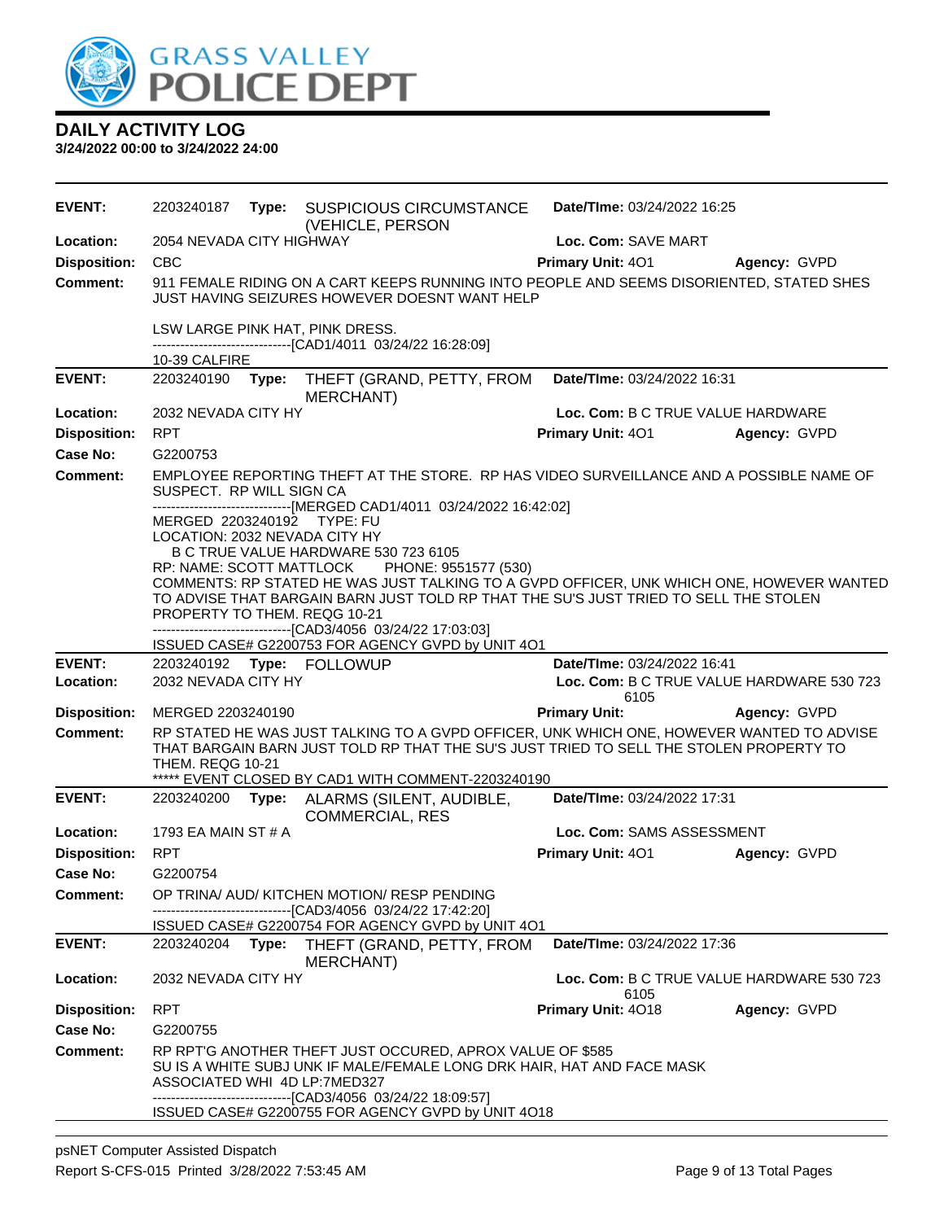# DAILY ACTIVITY LOG

**3/24/2022 00:00 to 3/24/2022 24:00**

| | | | |
|---|---|---|---|
| **EVENT:** | 2203240187 **Type:** SUSPICIOUS CIRCUMSTANCE (VEHICLE, PERSON | **Date/TIme:** 03/24/2022 16:25 | |
| **Location:** | 2054 NEVADA CITY HIGHWAY | **Loc. Com:** SAVE MART | |
| **Disposition:** | CBC | **Primary Unit:** 4O1 | **Agency:** GVPD |
| **Comment:** | 911 FEMALE RIDING ON A CART KEEPS RUNNING INTO PEOPLE AND SEEMS DISORIENTED, STATED SHES JUST HAVING SEIZURES HOWEVER DOESNT WANT HELP<br><br>LSW LARGE PINK HAT, PINK DRESS.<br>------------------------------[CAD1/4011 03/24/22 16:28:09]<br>10-39 CALFIRE | | |

| | | | |
|---|---|---|---|
| **EVENT:** | 2203240190 **Type:** THEFT (GRAND, PETTY, FROM MERCHANT) | **Date/TIme:** 03/24/2022 16:31 | |
| **Location:** | 2032 NEVADA CITY HY | **Loc. Com:** B C TRUE VALUE HARDWARE | |
| **Disposition:** | RPT | **Primary Unit:** 4O1 | **Agency:** GVPD |
| **Case No:** | G2200753 | | |
| **Comment:** | EMPLOYEE REPORTING THEFT AT THE STORE. RP HAS VIDEO SURVEILLANCE AND A POSSIBLE NAME OF SUSPECT. RP WILL SIGN CA<br>------------------------------[MERGED CAD1/4011 03/24/2022 16:42:02]<br>MERGED 2203240192 TYPE: FU<br>LOCATION: 2032 NEVADA CITY HY<br>B C TRUE VALUE HARDWARE 530 723 6105<br>RP: NAME: SCOTT MATTLOCK PHONE: 9551577 (530)<br>COMMENTS: RP STATED HE WAS JUST TALKING TO A GVPD OFFICER, UNK WHICH ONE, HOWEVER WANTED TO ADVISE THAT BARGAIN BARN JUST TOLD RP THAT THE SU'S JUST TRIED TO SELL THE STOLEN PROPERTY TO THEM. REQG 10-21<br>------------------------------[CAD3/4056 03/24/22 17:03:03]<br>ISSUED CASE# G2200753 FOR AGENCY GVPD by UNIT 4O1 | | |

| | | | |
|---|---|---|---|
| **EVENT:** | 2203240192 **Type:** FOLLOWUP | **Date/TIme:** 03/24/2022 16:41 | |
| **Location:** | 2032 NEVADA CITY HY | **Loc. Com:** B C TRUE VALUE HARDWARE 530 723 6105 | |
| **Disposition:** | MERGED 2203240190 | **Primary Unit:** | **Agency:** GVPD |
| **Comment:** | RP STATED HE WAS JUST TALKING TO A GVPD OFFICER, UNK WHICH ONE, HOWEVER WANTED TO ADVISE THAT BARGAIN BARN JUST TOLD RP THAT THE SU'S JUST TRIED TO SELL THE STOLEN PROPERTY TO THEM. REQG 10-21<br>***** EVENT CLOSED BY CAD1 WITH COMMENT-2203240190 | | |

| | | | |
|---|---|---|---|
| **EVENT:** | 2203240200 **Type:** ALARMS (SILENT, AUDIBLE, COMMERCIAL, RES | **Date/TIme:** 03/24/2022 17:31 | |
| **Location:** | 1793 EA MAIN ST # A | **Loc. Com:** SAMS ASSESSMENT | |
| **Disposition:** | RPT | **Primary Unit:** 4O1 | **Agency:** GVPD |
| **Case No:** | G2200754 | | |
| **Comment:** | OP TRINA/ AUD/ KITCHEN MOTION/ RESP PENDING<br>------------------------------[CAD3/4056 03/24/22 17:42:20]<br>ISSUED CASE# G2200754 FOR AGENCY GVPD by UNIT 4O1 | | |

| | | | |
|---|---|---|---|
| **EVENT:** | 2203240204 **Type:** THEFT (GRAND, PETTY, FROM MERCHANT) | **Date/TIme:** 03/24/2022 17:36 | |
| **Location:** | 2032 NEVADA CITY HY | **Loc. Com:** B C TRUE VALUE HARDWARE 530 723 6105 | |
| **Disposition:** | RPT | **Primary Unit:** 4O18 | **Agency:** GVPD |
| **Case No:** | G2200755 | | |
| **Comment:** | RP RPT'G ANOTHER THEFT JUST OCCURED, APROX VALUE OF $585<br>SU IS A WHITE SUBJ UNK IF MALE/FEMALE LONG DRK HAIR, HAT AND FACE MASK<br>ASSOCIATED WHI 4D LP:7MED327<br>------------------------------[CAD3/4056 03/24/22 18:09:57]<br>ISSUED CASE# G2200755 FOR AGENCY GVPD by UNIT 4O18 | | |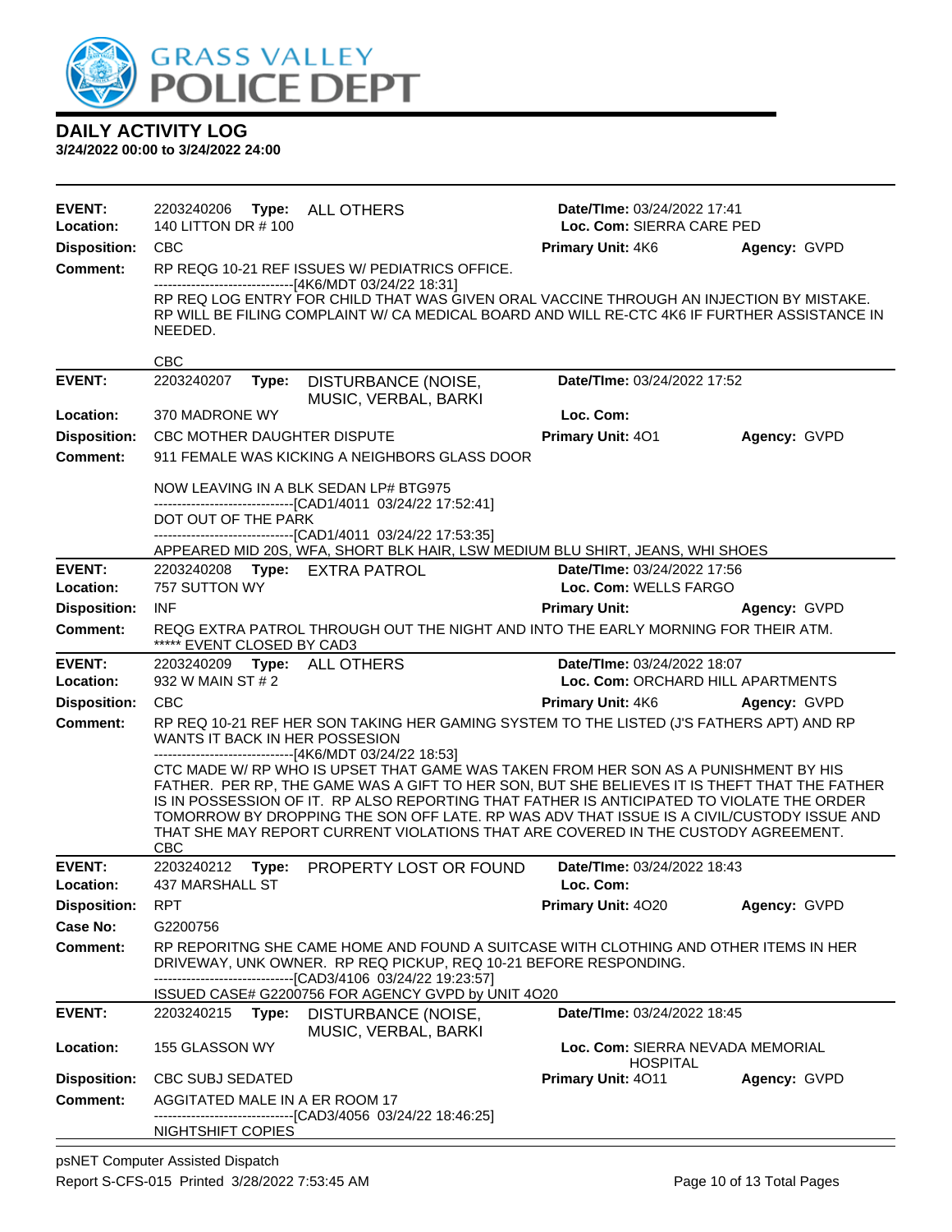# DAILY ACTIVITY LOG

**3/24/2022 00:00 to 3/24/2022 24:00**

---

**EVENT:** 2203240206 **Type:** ALL OTHERS **Date/TIme:** 03/24/2022 17:41
**Location:** 140 LITTON DR # 100 **Loc. Com:** SIERRA CARE PED
**Disposition:** CBC **Primary Unit:** 4K6 **Agency:** GVPD
**Comment:** RP REQG 10-21 REF ISSUES W/ PEDIATRICS OFFICE.
------------------------------[4K6/MDT 03/24/22 18:31]
RP REQ LOG ENTRY FOR CHILD THAT WAS GIVEN ORAL VACCINE THROUGH AN INJECTION BY MISTAKE. RP WILL BE FILING COMPLAINT W/ CA MEDICAL BOARD AND WILL RE-CTC 4K6 IF FURTHER ASSISTANCE IN NEEDED.

CBC

---

**EVENT:** 2203240207 **Type:** DISTURBANCE (NOISE, MUSIC, VERBAL, BARKI **Date/TIme:** 03/24/2022 17:52
**Location:** 370 MADRONE WY **Loc. Com:**
**Disposition:** CBC MOTHER DAUGHTER DISPUTE **Primary Unit:** 4O1 **Agency:** GVPD
**Comment:** 911 FEMALE WAS KICKING A NEIGHBORS GLASS DOOR

NOW LEAVING IN A BLK SEDAN LP# BTG975
------------------------------[CAD1/4011 03/24/22 17:52:41]
DOT OUT OF THE PARK
------------------------------[CAD1/4011 03/24/22 17:53:35]
APPEARED MID 20S, WFA, SHORT BLK HAIR, LSW MEDIUM BLU SHIRT, JEANS, WHI SHOES

---

**EVENT:** 2203240208 **Type:** EXTRA PATROL **Date/TIme:** 03/24/2022 17:56
**Location:** 757 SUTTON WY **Loc. Com:** WELLS FARGO
**Disposition:** INF **Primary Unit:** **Agency:** GVPD
**Comment:** REQG EXTRA PATROL THROUGH OUT THE NIGHT AND INTO THE EARLY MORNING FOR THEIR ATM.
***** EVENT CLOSED BY CAD3

---

**EVENT:** 2203240209 **Type:** ALL OTHERS **Date/TIme:** 03/24/2022 18:07
**Location:** 932 W MAIN ST # 2 **Loc. Com:** ORCHARD HILL APARTMENTS
**Disposition:** CBC **Primary Unit:** 4K6 **Agency:** GVPD
**Comment:** RP REQ 10-21 REF HER SON TAKING HER GAMING SYSTEM TO THE LISTED (J'S FATHERS APT) AND RP WANTS IT BACK IN HER POSSESION
------------------------------[4K6/MDT 03/24/22 18:53]
CTC MADE W/ RP WHO IS UPSET THAT GAME WAS TAKEN FROM HER SON AS A PUNISHMENT BY HIS FATHER. PER RP, THE GAME WAS A GIFT TO HER SON, BUT SHE BELIEVES IT IS THEFT THAT THE FATHER IS IN POSSESSION OF IT. RP ALSO REPORTING THAT FATHER IS ANTICIPATED TO VIOLATE THE ORDER TOMORROW BY DROPPING THE SON OFF LATE. RP WAS ADV THAT ISSUE IS A CIVIL/CUSTODY ISSUE AND THAT SHE MAY REPORT CURRENT VIOLATIONS THAT ARE COVERED IN THE CUSTODY AGREEMENT.
CBC

---

**EVENT:** 2203240212 **Type:** PROPERTY LOST OR FOUND **Date/TIme:** 03/24/2022 18:43
**Location:** 437 MARSHALL ST **Loc. Com:**
**Disposition:** RPT **Primary Unit:** 4O20 **Agency:** GVPD
**Case No:** G2200756
**Comment:** RP REPORITNG SHE CAME HOME AND FOUND A SUITCASE WITH CLOTHING AND OTHER ITEMS IN HER DRIVEWAY, UNK OWNER. RP REQ PICKUP, REQ 10-21 BEFORE RESPONDING.
------------------------------[CAD3/4106 03/24/22 19:23:57]
ISSUED CASE# G2200756 FOR AGENCY GVPD by UNIT 4O20

---

**EVENT:** 2203240215 **Type:** DISTURBANCE (NOISE, MUSIC, VERBAL, BARKI **Date/TIme:** 03/24/2022 18:45
**Location:** 155 GLASSON WY **Loc. Com:** SIERRA NEVADA MEMORIAL HOSPITAL
**Disposition:** CBC SUBJ SEDATED **Primary Unit:** 4O11 **Agency:** GVPD
**Comment:** AGGITATED MALE IN A ER ROOM 17
------------------------------[CAD3/4056 03/24/22 18:46:25]
NIGHTSHIFT COPIES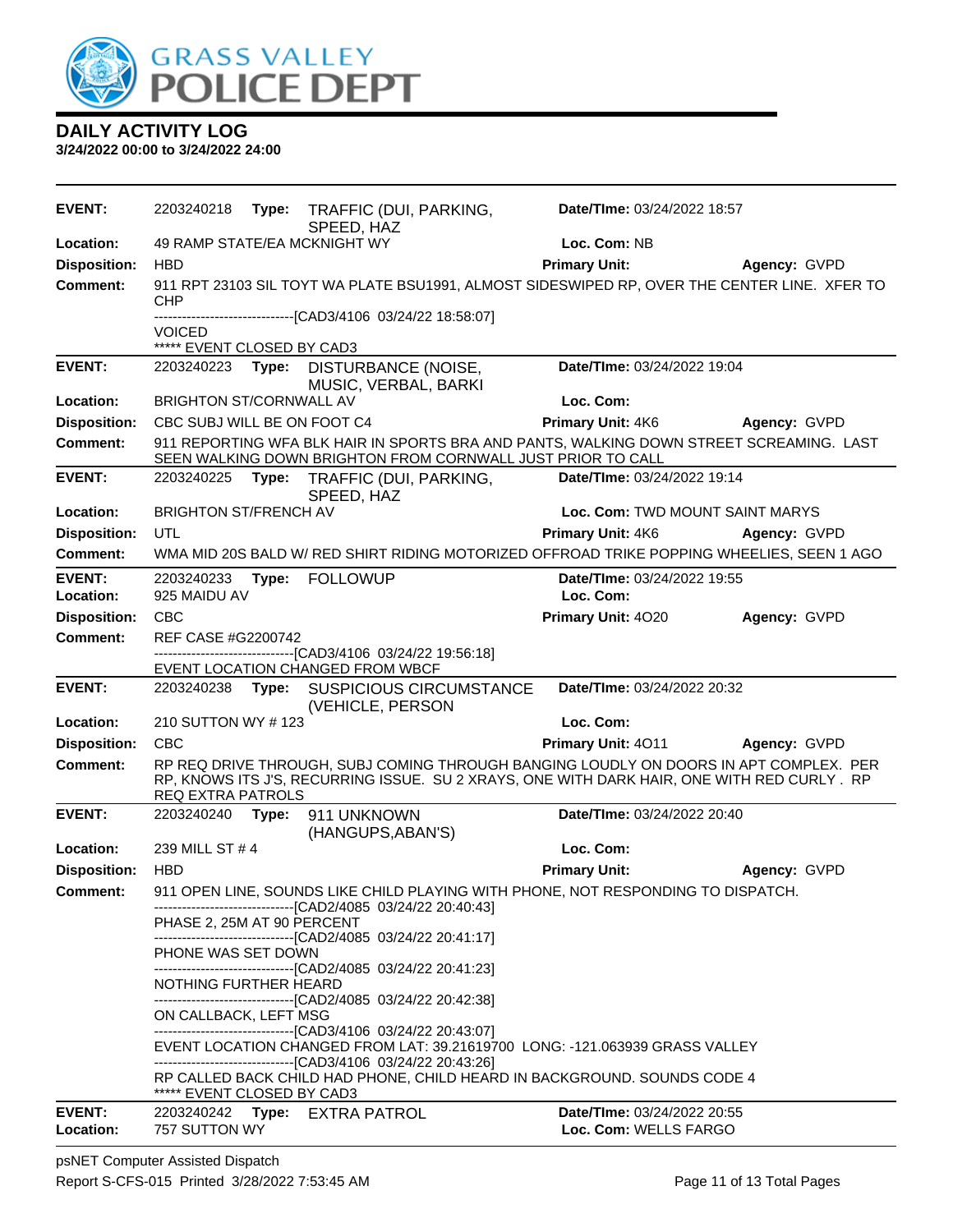# GRASS VALLEY POLICE DEPT

## DAILY ACTIVITY LOG

**3/24/2022 00:00 to 3/24/2022 24:00**

---

**EVENT:** 2203240218 **Type:** TRAFFIC (DUI, PARKING, SPEED, HAZ **Date/TIme:** 03/24/2022 18:57
**Location:** 49 RAMP STATE/EA MCKNIGHT WY **Loc. Com:** NB
**Disposition:** HBD **Primary Unit:** **Agency:** GVPD
**Comment:** 911 RPT 23103 SIL TOYT WA PLATE BSU1991, ALMOST SIDESWIPED RP, OVER THE CENTER LINE. XFER TO CHP
------------------------------[CAD3/4106 03/24/22 18:58:07]
VOICED
***** EVENT CLOSED BY CAD3

---

**EVENT:** 2203240223 **Type:** DISTURBANCE (NOISE, MUSIC, VERBAL, BARKI **Date/TIme:** 03/24/2022 19:04
**Location:** BRIGHTON ST/CORNWALL AV **Loc. Com:**
**Disposition:** CBC SUBJ WILL BE ON FOOT C4 **Primary Unit:** 4K6 **Agency:** GVPD
**Comment:** 911 REPORTING WFA BLK HAIR IN SPORTS BRA AND PANTS, WALKING DOWN STREET SCREAMING. LAST SEEN WALKING DOWN BRIGHTON FROM CORNWALL JUST PRIOR TO CALL

---

**EVENT:** 2203240225 **Type:** TRAFFIC (DUI, PARKING, SPEED, HAZ **Date/TIme:** 03/24/2022 19:14
**Location:** BRIGHTON ST/FRENCH AV **Loc. Com:** TWD MOUNT SAINT MARYS
**Disposition:** UTL **Primary Unit:** 4K6 **Agency:** GVPD
**Comment:** WMA MID 20S BALD W/ RED SHIRT RIDING MOTORIZED OFFROAD TRIKE POPPING WHEELIES, SEEN 1 AGO

---

**EVENT:** 2203240233 **Type:** FOLLOWUP **Date/TIme:** 03/24/2022 19:55
**Location:** 925 MAIDU AV **Loc. Com:**
**Disposition:** CBC **Primary Unit:** 4O20 **Agency:** GVPD
**Comment:** REF CASE #G2200742
------------------------------[CAD3/4106 03/24/22 19:56:18]
EVENT LOCATION CHANGED FROM WBCF

---

**EVENT:** 2203240238 **Type:** SUSPICIOUS CIRCUMSTANCE (VEHICLE, PERSON **Date/TIme:** 03/24/2022 20:32
**Location:** 210 SUTTON WY # 123 **Loc. Com:**
**Disposition:** CBC **Primary Unit:** 4O11 **Agency:** GVPD
**Comment:** RP REQ DRIVE THROUGH, SUBJ COMING THROUGH BANGING LOUDLY ON DOORS IN APT COMPLEX. PER RP, KNOWS ITS J'S, RECURRING ISSUE. SU 2 XRAYS, ONE WITH DARK HAIR, ONE WITH RED CURLY . RP REQ EXTRA PATROLS

---

**EVENT:** 2203240240 **Type:** 911 UNKNOWN (HANGUPS,ABAN'S) **Date/TIme:** 03/24/2022 20:40
**Location:** 239 MILL ST # 4 **Loc. Com:**
**Disposition:** HBD **Primary Unit:** **Agency:** GVPD
**Comment:** 911 OPEN LINE, SOUNDS LIKE CHILD PLAYING WITH PHONE, NOT RESPONDING TO DISPATCH.
------------------------------[CAD2/4085 03/24/22 20:40:43]
PHASE 2, 25M AT 90 PERCENT
------------------------------[CAD2/4085 03/24/22 20:41:17]
PHONE WAS SET DOWN
------------------------------[CAD2/4085 03/24/22 20:41:23]
NOTHING FURTHER HEARD
------------------------------[CAD2/4085 03/24/22 20:42:38]
ON CALLBACK, LEFT MSG
------------------------------[CAD3/4106 03/24/22 20:43:07]
EVENT LOCATION CHANGED FROM LAT: 39.21619700 LONG: -121.063939 GRASS VALLEY
------------------------------[CAD3/4106 03/24/22 20:43:26]
RP CALLED BACK CHILD HAD PHONE, CHILD HEARD IN BACKGROUND. SOUNDS CODE 4
***** EVENT CLOSED BY CAD3

---

**EVENT:** 2203240242 **Type:** EXTRA PATROL **Date/TIme:** 03/24/2022 20:55
**Location:** 757 SUTTON WY **Loc. Com:** WELLS FARGO

---

psNET Computer Assisted Dispatch
Report S-CFS-015 Printed 3/28/2022 7:53:45 AM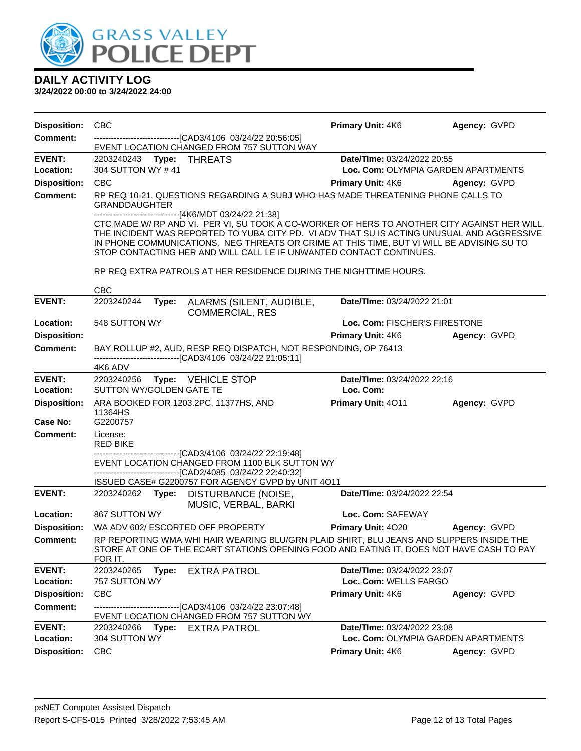# DAILY ACTIVITY LOG

**3/24/2022 00:00 to 3/24/2022 24:00**

**Disposition:** CBC **Primary Unit:** 4K6 **Agency:** GVPD
**Comment:** ------------------------------[CAD3/4106 03/24/22 20:56:05]
EVENT LOCATION CHANGED FROM 757 SUTTON WAY

---

**EVENT:** 2203240243 **Type:** THREATS **Date/TIme:** 03/24/2022 20:55
**Location:** 304 SUTTON WY # 41 **Loc. Com:** OLYMPIA GARDEN APARTMENTS
**Disposition:** CBC **Primary Unit:** 4K6 **Agency:** GVPD
**Comment:** RP REQ 10-21, QUESTIONS REGARDING A SUBJ WHO HAS MADE THREATENING PHONE CALLS TO GRANDDAUGHTER
------------------------------[4K6/MDT 03/24/22 21:38]
CTC MADE W/ RP AND VI. PER VI, SU TOOK A CO-WORKER OF HERS TO ANOTHER CITY AGAINST HER WILL. THE INCIDENT WAS REPORTED TO YUBA CITY PD. VI ADV THAT SU IS ACTING UNUSUAL AND AGGRESSIVE IN PHONE COMMUNICATIONS. NEG THREATS OR CRIME AT THIS TIME, BUT VI WILL BE ADVISING SU TO STOP CONTACTING HER AND WILL CALL LE IF UNWANTED CONTACT CONTINUES.

RP REQ EXTRA PATROLS AT HER RESIDENCE DURING THE NIGHTTIME HOURS.

CBC

---

**EVENT:** 2203240244 **Type:** ALARMS (SILENT, AUDIBLE, COMMERCIAL, RES **Date/TIme:** 03/24/2022 21:01
**Location:** 548 SUTTON WY **Loc. Com:** FISCHER'S FIRESTONE
**Disposition:** **Primary Unit:** 4K6 **Agency:** GVPD
**Comment:** BAY ROLLUP #2, AUD, RESP REQ DISPATCH, NOT RESPONDING, OP 76413
------------------------------[CAD3/4106 03/24/22 21:05:11]
4K6 ADV

---

**EVENT:** 2203240256 **Type:** VEHICLE STOP **Date/TIme:** 03/24/2022 22:16
**Location:** SUTTON WY/GOLDEN GATE TE **Loc. Com:**
**Disposition:** ARA BOOKED FOR 1203.2PC, 11377HS, AND 11364HS **Primary Unit:** 4O11 **Agency:** GVPD
**Case No:** G2200757
**Comment:** License:
RED BIKE
------------------------------[CAD3/4106 03/24/22 22:19:48]
EVENT LOCATION CHANGED FROM 1100 BLK SUTTON WY
------------------------------[CAD2/4085 03/24/22 22:40:32]
ISSUED CASE# G2200757 FOR AGENCY GVPD by UNIT 4O11

---

**EVENT:** 2203240262 **Type:** DISTURBANCE (NOISE, MUSIC, VERBAL, BARKI **Date/TIme:** 03/24/2022 22:54
**Location:** 867 SUTTON WY **Loc. Com:** SAFEWAY
**Disposition:** WA ADV 602/ ESCORTED OFF PROPERTY **Primary Unit:** 4O20 **Agency:** GVPD
**Comment:** RP REPORTING WMA WHI HAIR WEARING BLU/GRN PLAID SHIRT, BLU JEANS AND SLIPPERS INSIDE THE STORE AT ONE OF THE ECART STATIONS OPENING FOOD AND EATING IT, DOES NOT HAVE CASH TO PAY FOR IT.

---

**EVENT:** 2203240265 **Type:** EXTRA PATROL **Date/TIme:** 03/24/2022 23:07
**Location:** 757 SUTTON WY **Loc. Com:** WELLS FARGO
**Disposition:** CBC **Primary Unit:** 4K6 **Agency:** GVPD
**Comment:** ------------------------------[CAD3/4106 03/24/22 23:07:48]
EVENT LOCATION CHANGED FROM 757 SUTTON WY

---

**EVENT:** 2203240266 **Type:** EXTRA PATROL **Date/TIme:** 03/24/2022 23:08
**Location:** 304 SUTTON WY **Loc. Com:** OLYMPIA GARDEN APARTMENTS
**Disposition:** CBC **Primary Unit:** 4K6 **Agency:** GVPD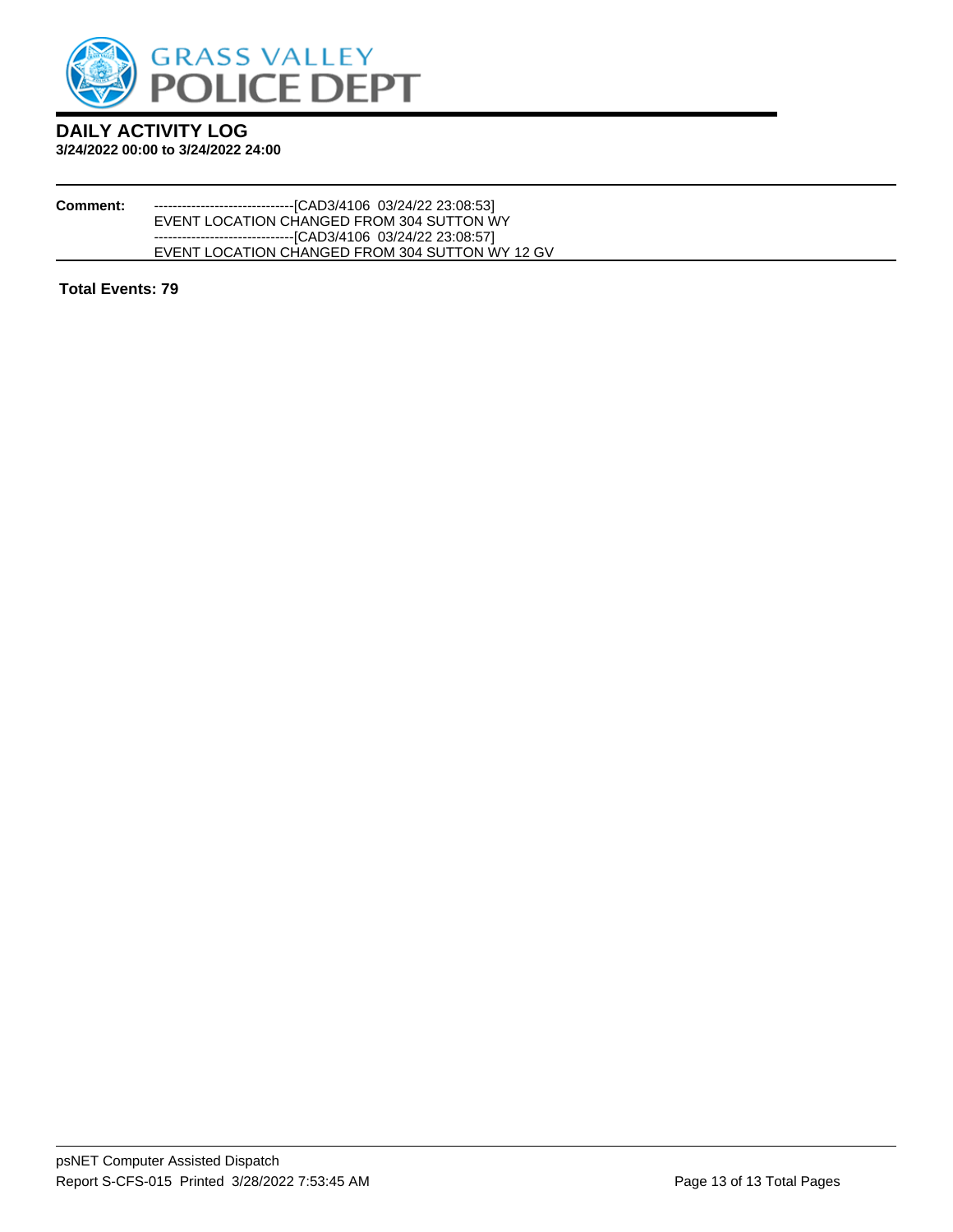**DAILY ACTIVITY LOG**
**3/24/2022 00:00 to 3/24/2022 24:00**

**Comment:** ------------------------------[CAD3/4106 03/24/22 23:08:53]
EVENT LOCATION CHANGED FROM 304 SUTTON WY
------------------------------[CAD3/4106 03/24/22 23:08:57]
EVENT LOCATION CHANGED FROM 304 SUTTON WY 12 GV

**Total Events: 79**

psNET Computer Assisted Dispatch
Report S-CFS-015 Printed 3/28/2022 7:53:45 AM